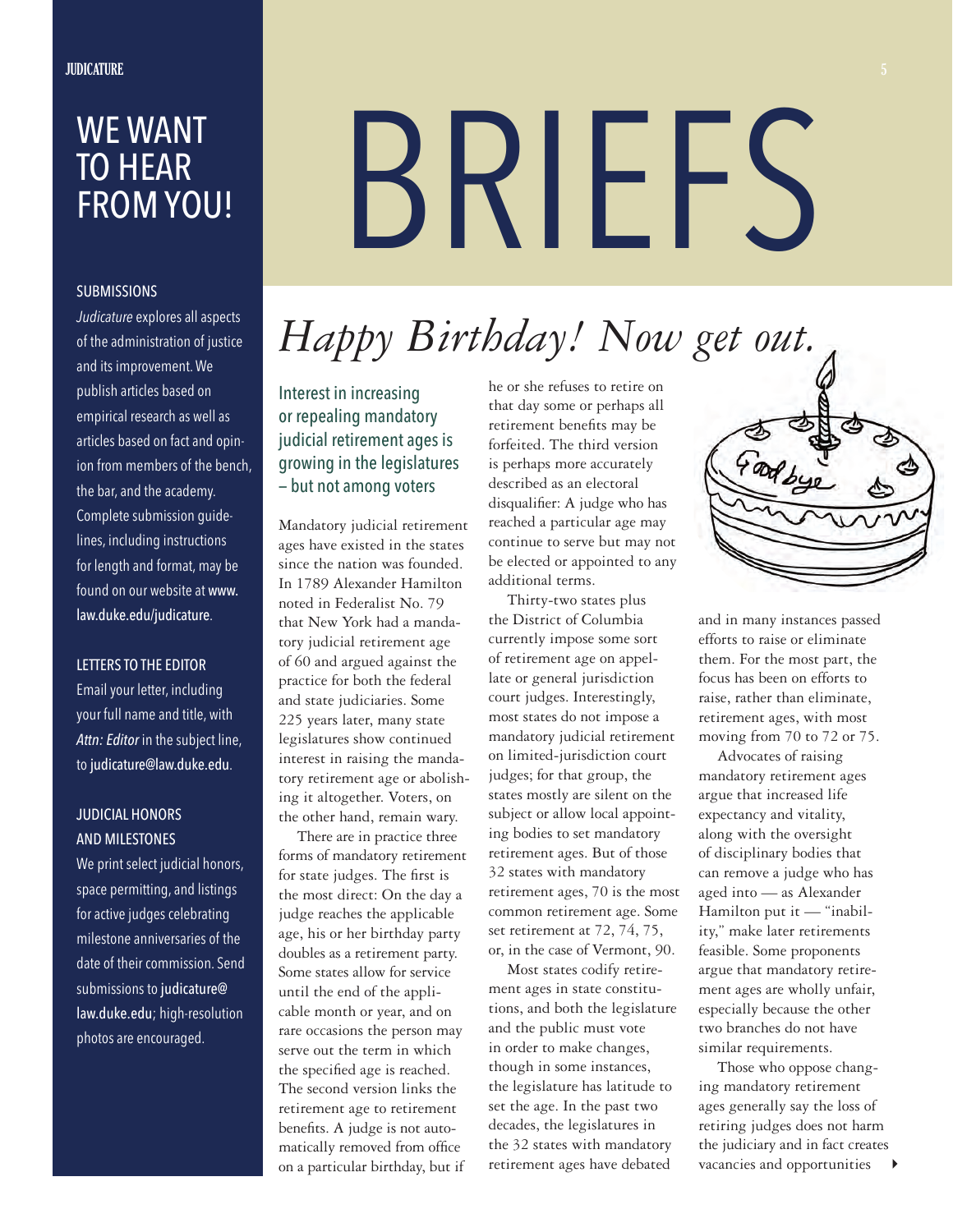# WE WANT TO HEAR FROM YOU!

**SUBMISSIONS**

*Judicature* explores all aspects of the administration of justice and its improvement. We publish articles based on empirical research as well as articles based on fact and opinion from members of the bench, the bar, and the academy. Complete submission guidelines, including instructions for length and format, may be found on our website at www.law.duke.edu/judicature.

**LETTERS TO THE EDITOR**

Email your letter, including your full name and title, with *Attn: Editor* in the subject line, to judicature@law.duke.edu.

**JUDICIAL HONORS AND MILESTONES**

We print select judicial honors, space permitting, and listings for active judges celebrating milestone anniversaries of the date of their commission. Send submissions to judicature@law.duke.edu; high-resolution photos are encouraged.

# BRIEFS

## *Happy Birthday! Now get out.*

### Interest in increasing or repealing mandatory judicial retirement ages is growing in the legislatures — but not among voters

Mandatory judicial retirement ages have existed in the states since the nation was founded. In 1789 Alexander Hamilton noted in Federalist No. 79 that New York had a mandatory judicial retirement age of 60 and argued against the practice for both the federal and state judiciaries. Some 225 years later, many state legislatures show continued interest in raising the mandatory retirement age or abolishing it altogether. Voters, on the other hand, remain wary.

There are in practice three forms of mandatory retirement for state judges. The first is the most direct: On the day a judge reaches the applicable age, his or her birthday party doubles as a retirement party. Some states allow for service until the end of the applicable month or year, and on rare occasions the person may serve out the term in which the specified age is reached. The second version links the retirement age to retirement benefits. A judge is not automatically removed from office on a particular birthday, but if he or she refuses to retire on that day some or perhaps all retirement benefits may be forfeited. The third version is perhaps more accurately described as an electoral disqualifier: A judge who has reached a particular age may continue to serve but may not be elected or appointed to any additional terms.

Thirty-two states plus the District of Columbia currently impose some sort of retirement age on appellate or general jurisdiction court judges. Interestingly, most states do not impose a mandatory judicial retirement on limited-jurisdiction court judges; for that group, the states mostly are silent on the subject or allow local appointing bodies to set mandatory retirement ages. But of those 32 states with mandatory retirement ages, 70 is the most common retirement age. Some set retirement at 72, 74, 75, or, in the case of Vermont, 90.

Most states codify retirement ages in state constitutions, and both the legislature and the public must vote in order to make changes, though in some instances, the legislature has latitude to set the age. In the past two decades, the legislatures in the 32 states with mandatory retirement ages have debated and in many instances passed efforts to raise or eliminate them. For the most part, the focus has been on efforts to raise, rather than eliminate, retirement ages, with most moving from 70 to 72 or 75.

Advocates of raising mandatory retirement ages argue that increased life expectancy and vitality, along with the oversight of disciplinary bodies that can remove a judge who has aged into — as Alexander Hamilton put it — "inability," make later retirements feasible. Some proponents argue that mandatory retirement ages are wholly unfair, especially because the other two branches do not have similar requirements.

Those who oppose changing mandatory retirement ages generally say the loss of retiring judges does not harm the judiciary and in fact creates vacancies and opportunities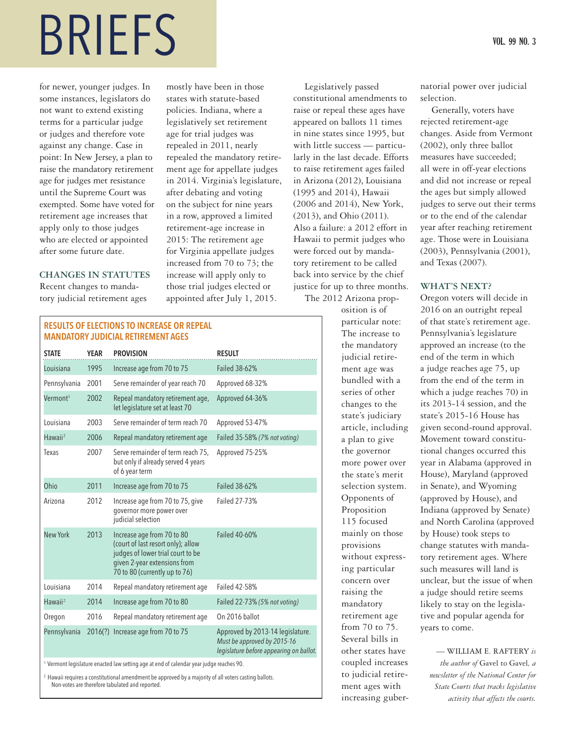for newer, younger judges. In some instances, legislators do not want to extend existing terms for a particular judge or judges and therefore vote against any change. Case in point: In New Jersey, a plan to raise the mandatory retirement age for judges met resistance until the Supreme Court was exempted. Some have voted for retirement age increases that apply only to those judges who are elected or appointed after some future date.

## CHANGES IN STATUTES

Recent changes to mandatory judicial retirement ages mostly have been in those states with statute-based policies. Indiana, where a legislatively set retirement age for trial judges was repealed in 2011, nearly repealed the mandatory retirement age for appellate judges in 2014. Virginia's legislature, after debating and voting on the subject for nine years in a row, approved a limited retirement-age increase in 2015: The retirement age for Virginia appellate judges increased from 70 to 73; the increase will apply only to those trial judges elected or appointed after July 1, 2015.

Legislatively passed constitutional amendments to raise or repeal these ages have appeared on ballots 11 times in nine states since 1995, but with little success — particularly in the last decade. Efforts to raise retirement ages failed in Arizona (2012), Louisiana (1995 and 2014), Hawaii (2006 and 2014), New York, (2013), and Ohio (2011). Also a failure: a 2012 effort in Hawaii to permit judges who were forced out by mandatory retirement to be called back into service by the chief justice for up to three months.

The 2012 Arizona proposition is of particular note: The increase to the mandatory judicial retirement age was bundled with a series of other changes to the state's judiciary article, including a plan to give the governor more power over the state's merit selection system. Opponents of Proposition 115 focused mainly on those provisions without expressing particular concern over raising the mandatory retirement age from 70 to 75. Several bills in other states have coupled increases to judicial retirement ages with increasing gubernatorial power over judicial selection.

Generally, voters have rejected retirement-age changes. Aside from Vermont (2002), only three ballot measures have succeeded; all were in off-year elections and did not increase or repeal the ages but simply allowed judges to serve out their terms or to the end of the calendar year after reaching retirement age. Those were in Louisiana (2003), Pennsylvania (2001), and Texas (2007).

**RESULTS OF ELECTIONS TO INCREASE OR REPEAL MANDATORY JUDICIAL RETIREMENT AGES**

| STATE | YEAR | PROVISION | RESULT |
|---|---|---|---|
| Louisiana | 1995 | Increase age from 70 to 75 | Failed 38-62% |
| Pennsylvania | 2001 | Serve remainder of year reach 70 | Approved 68-32% |
| Vermont[1] | 2002 | Repeal mandatory retirement age, let legislature set at least 70 | Approved 64-36% |
| Louisiana | 2003 | Serve remainder of term reach 70 | Approved 53-47% |
| Hawaii[2] | 2006 | Repeal mandatory retirement age | Failed 35-58% *(7% not voting)* |
| Texas | 2007 | Serve remainder of term reach 75, but only if already served 4 years of 6 year term | Approved 75-25% |
| Ohio | 2011 | Increase age from 70 to 75 | Failed 38-62% |
| Arizona | 2012 | Increase age from 70 to 75, give governor more power over judicial selection | Failed 27-73% |
| New York | 2013 | Increase age from 70 to 80 (court of last resort only); allow judges of lower trial court to be given 2-year extensions from 70 to 80 (currently up to 76) | Failed 40-60% |
| Louisiana | 2014 | Repeal mandatory retirement age | Failed 42-58% |
| Hawaii[2] | 2014 | Increase age from 70 to 80 | Failed 22-73% *(5% not voting)* |
| Oregon | 2016 | Repeal mandatory retirement age | On 2016 ballot |
| Pennsylvania | 2016(?) | Increase age from 70 to 75 | Approved by 2013-14 legislature. *Must be approved by 2015-16 legislature before appearing on ballot.* |

[1] Vermont legislature enacted law setting age at end of calendar year judge reaches 90.

[2] Hawaii requires a constitutional amendment be approved by a majority of all voters casting ballots. Non-votes are therefore tabulated and reported.

## WHAT'S NEXT?

Oregon voters will decide in 2016 on an outright repeal of that state's retirement age. Pennsylvania's legislature approved an increase (to the end of the term in which a judge reaches age 75, up from the end of the term in which a judge reaches 70) in its 2013-14 session, and the state's 2015-16 House has given second-round approval. Movement toward constitutional changes occurred this year in Alabama (approved in House), Maryland (approved in Senate), and Wyoming (approved by House), and Indiana (approved by Senate) and North Carolina (approved by House) took steps to change statutes with mandatory retirement ages. Where such measures will land is unclear, but the issue of when a judge should retire seems likely to stay on the legislative and popular agenda for years to come.

— WILLIAM E. RAFTERY *is the author of* Gavel to Gavel, *a newsletter of the National Center for State Courts that tracks legislative activity that affects the courts.*